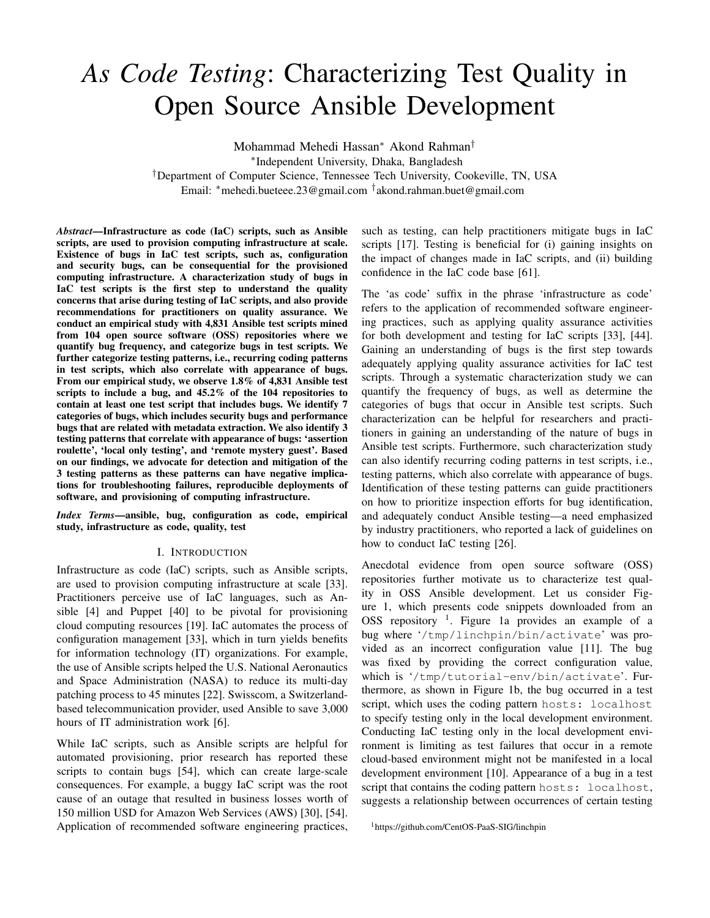# *As Code Testing*: Characterizing Test Quality in Open Source Ansible Development

Mohammad Mehedi Hassan[*] Akond Rahman[†]

[*]Independent University, Dhaka, Bangladesh

[†]Department of Computer Science, Tennessee Tech University, Cookeville, TN, USA

Email: [*]mehedi.bueteee.23@gmail.com [†]akond.rahman.buet@gmail.com

***Abstract*—Infrastructure as code (IaC) scripts, such as Ansible scripts, are used to provision computing infrastructure at scale. Existence of bugs in IaC test scripts, such as, configuration and security bugs, can be consequential for the provisioned computing infrastructure. A characterization study of bugs in IaC test scripts is the first step to understand the quality concerns that arise during testing of IaC scripts, and also provide recommendations for practitioners on quality assurance. We conduct an empirical study with 4,831 Ansible test scripts mined from 104 open source software (OSS) repositories where we quantify bug frequency, and categorize bugs in test scripts. We further categorize testing patterns, i.e., recurring coding patterns in test scripts, which also correlate with appearance of bugs. From our empirical study, we observe 1.8% of 4,831 Ansible test scripts to include a bug, and 45.2% of the 104 repositories to contain at least one test script that includes bugs. We identify 7 categories of bugs, which includes security bugs and performance bugs that are related with metadata extraction. We also identify 3 testing patterns that correlate with appearance of bugs: 'assertion roulette', 'local only testing', and 'remote mystery guest'. Based on our findings, we advocate for detection and mitigation of the 3 testing patterns as these patterns can have negative implications for troubleshooting failures, reproducible deployments of software, and provisioning of computing infrastructure.**

***Index Terms*—ansible, bug, configuration as code, empirical study, infrastructure as code, quality, test**

## I. Introduction

Infrastructure as code (IaC) scripts, such as Ansible scripts, are used to provision computing infrastructure at scale [33]. Practitioners perceive use of IaC languages, such as Ansible [4] and Puppet [40] to be pivotal for provisioning cloud computing resources [19]. IaC automates the process of configuration management [33], which in turn yields benefits for information technology (IT) organizations. For example, the use of Ansible scripts helped the U.S. National Aeronautics and Space Administration (NASA) to reduce its multi-day patching process to 45 minutes [22]. Swisscom, a Switzerland-based telecommunication provider, used Ansible to save 3,000 hours of IT administration work [6].

While IaC scripts, such as Ansible scripts are helpful for automated provisioning, prior research has reported these scripts to contain bugs [54], which can create large-scale consequences. For example, a buggy IaC script was the root cause of an outage that resulted in business losses worth of 150 million USD for Amazon Web Services (AWS) [30], [54]. Application of recommended software engineering practices, such as testing, can help practitioners mitigate bugs in IaC scripts [17]. Testing is beneficial for (i) gaining insights on the impact of changes made in IaC scripts, and (ii) building confidence in the IaC code base [61].

The 'as code' suffix in the phrase 'infrastructure as code' refers to the application of recommended software engineering practices, such as applying quality assurance activities for both development and testing for IaC scripts [33], [44]. Gaining an understanding of bugs is the first step towards adequately applying quality assurance activities for IaC test scripts. Through a systematic characterization study we can quantify the frequency of bugs, as well as determine the categories of bugs that occur in Ansible test scripts. Such characterization can be helpful for researchers and practitioners in gaining an understanding of the nature of bugs in Ansible test scripts. Furthermore, such characterization study can also identify recurring coding patterns in test scripts, i.e., testing patterns, which also correlate with appearance of bugs. Identification of these testing patterns can guide practitioners on how to prioritize inspection efforts for bug identification, and adequately conduct Ansible testing—a need emphasized by industry practitioners, who reported a lack of guidelines on how to conduct IaC testing [26].

Anecdotal evidence from open source software (OSS) repositories further motivate us to characterize test quality in OSS Ansible development. Let us consider Figure 1, which presents code snippets downloaded from an OSS repository [1]. Figure 1a provides an example of a bug where '`/tmp/linchpin/bin/activate`' was provided as an incorrect configuration value [11]. The bug was fixed by providing the correct configuration value, which is '`/tmp/tutorial-env/bin/activate`'. Furthermore, as shown in Figure 1b, the bug occurred in a test script, which uses the coding pattern `hosts: localhost` to specify testing only in the local development environment. Conducting IaC testing only in the local development environment is limiting as test failures that occur in a remote cloud-based environment might not be manifested in a local development environment [10]. Appearance of a bug in a test script that contains the coding pattern `hosts: localhost`, suggests a relationship between occurrences of certain testing

[1]https://github.com/CentOS-PaaS-SIG/linchpin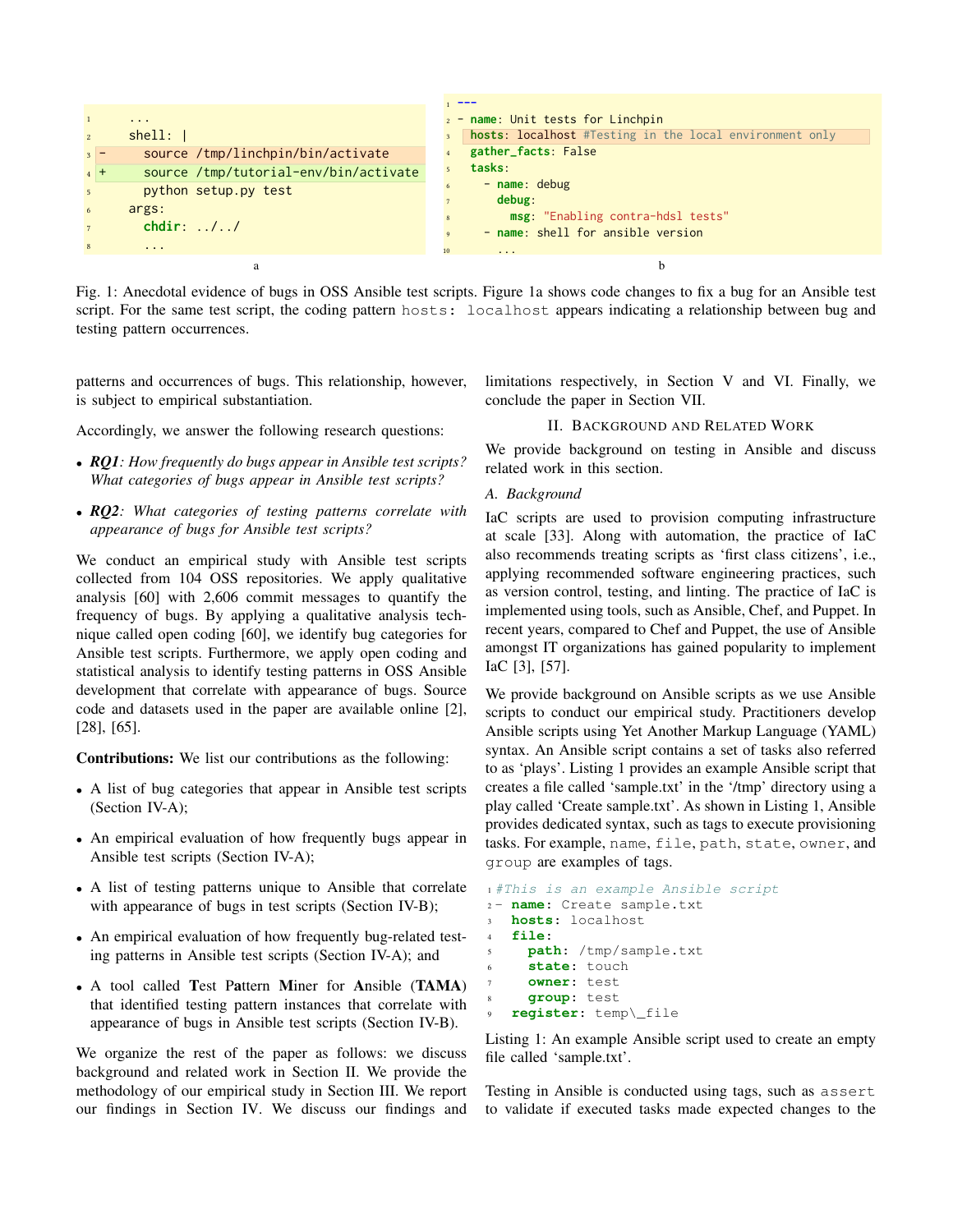```
1    ...
2    shell: |
3 -    source /tmp/linchpin/bin/activate
4 +    source /tmp/tutorial-env/bin/activate
5      python setup.py test
6    args:
7      chdir: ../../
8      ...
```

a

```
1 ---
2 - name: Unit tests for Linchpin
3   hosts: localhost #Testing in the local environment only
4   gather_facts: False
5   tasks:
6     - name: debug
7       debug:
8         msg: "Enabling contra-hdsl tests"
9     - name: shell for ansible version
10      ...
```

b

Fig. 1: Anecdotal evidence of bugs in OSS Ansible test scripts. Figure 1a shows code changes to fix a bug for an Ansible test script. For the same test script, the coding pattern `hosts: localhost` appears indicating a relationship between bug and testing pattern occurrences.

patterns and occurrences of bugs. This relationship, however, is subject to empirical substantiation.

Accordingly, we answer the following research questions:

- ***RQ1****: How frequently do bugs appear in Ansible test scripts? What categories of bugs appear in Ansible test scripts?*
- ***RQ2****: What categories of testing patterns correlate with appearance of bugs for Ansible test scripts?*

We conduct an empirical study with Ansible test scripts collected from 104 OSS repositories. We apply qualitative analysis [60] with 2,606 commit messages to quantify the frequency of bugs. By applying a qualitative analysis technique called open coding [60], we identify bug categories for Ansible test scripts. Furthermore, we apply open coding and statistical analysis to identify testing patterns in OSS Ansible development that correlate with appearance of bugs. Source code and datasets used in the paper are available online [2], [28], [65].

**Contributions:** We list our contributions as the following:

- A list of bug categories that appear in Ansible test scripts (Section IV-A);
- An empirical evaluation of how frequently bugs appear in Ansible test scripts (Section IV-A);
- A list of testing patterns unique to Ansible that correlate with appearance of bugs in test scripts (Section IV-B);
- An empirical evaluation of how frequently bug-related testing patterns in Ansible test scripts (Section IV-A); and
- A tool called **T**est P**a**ttern **M**iner for **A**nsible (**TAMA**) that identified testing pattern instances that correlate with appearance of bugs in Ansible test scripts (Section IV-B).

We organize the rest of the paper as follows: we discuss background and related work in Section II. We provide the methodology of our empirical study in Section III. We report our findings in Section IV. We discuss our findings and limitations respectively, in Section V and VI. Finally, we conclude the paper in Section VII.

## II. Background and Related Work

We provide background on testing in Ansible and discuss related work in this section.

### A. Background

IaC scripts are used to provision computing infrastructure at scale [33]. Along with automation, the practice of IaC also recommends treating scripts as 'first class citizens', i.e., applying recommended software engineering practices, such as version control, testing, and linting. The practice of IaC is implemented using tools, such as Ansible, Chef, and Puppet. In recent years, compared to Chef and Puppet, the use of Ansible amongst IT organizations has gained popularity to implement IaC [3], [57].

We provide background on Ansible scripts as we use Ansible scripts to conduct our empirical study. Practitioners develop Ansible scripts using Yet Another Markup Language (YAML) syntax. An Ansible script contains a set of tasks also referred to as 'plays'. Listing 1 provides an example Ansible script that creates a file called 'sample.txt' in the '/tmp' directory using a play called 'Create sample.txt'. As shown in Listing 1, Ansible provides dedicated syntax, such as tags to execute provisioning tasks. For example, `name`, `file`, `path`, `state`, `owner`, and `group` are examples of tags.

```
1 #This is an example Ansible script
2 - name: Create sample.txt
3   hosts: localhost
4   file:
5     path: /tmp/sample.txt
6     state: touch
7     owner: test
8     group: test
9   register: temp\_file
```

Listing 1: An example Ansible script used to create an empty file called 'sample.txt'.

Testing in Ansible is conducted using tags, such as `assert` to validate if executed tasks made expected changes to the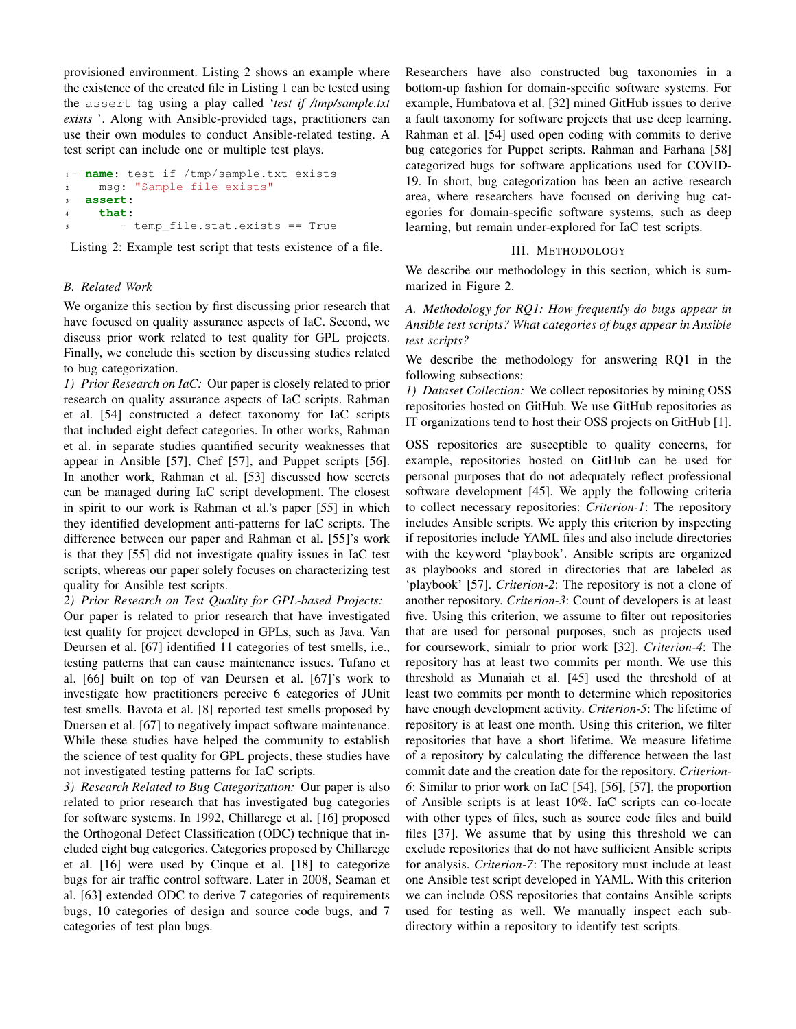provisioned environment. Listing 2 shows an example where the existence of the created file in Listing 1 can be tested using the `assert` tag using a play called '*test if /tmp/sample.txt exists* '. Along with Ansible-provided tags, practitioners can use their own modules to conduct Ansible-related testing. A test script can include one or multiple test plays.

```
- name: test if /tmp/sample.txt exists
  msg: "Sample file exists"
  assert:
    that:
      - temp_file.stat.exists == True
```

Listing 2: Example test script that tests existence of a file.

### B. Related Work

We organize this section by first discussing prior research that have focused on quality assurance aspects of IaC. Second, we discuss prior work related to test quality for GPL projects. Finally, we conclude this section by discussing studies related to bug categorization.

*1) Prior Research on IaC:* Our paper is closely related to prior research on quality assurance aspects of IaC scripts. Rahman et al. [54] constructed a defect taxonomy for IaC scripts that included eight defect categories. In other works, Rahman et al. in separate studies quantified security weaknesses that appear in Ansible [57], Chef [57], and Puppet scripts [56]. In another work, Rahman et al. [53] discussed how secrets can be managed during IaC script development. The closest in spirit to our work is Rahman et al.'s paper [55] in which they identified development anti-patterns for IaC scripts. The difference between our paper and Rahman et al. [55]'s work is that they [55] did not investigate quality issues in IaC test scripts, whereas our paper solely focuses on characterizing test quality for Ansible test scripts.

*2) Prior Research on Test Quality for GPL-based Projects:* Our paper is related to prior research that have investigated test quality for project developed in GPLs, such as Java. Van Deursen et al. [67] identified 11 categories of test smells, i.e., testing patterns that can cause maintenance issues. Tufano et al. [66] built on top of van Deursen et al. [67]'s work to investigate how practitioners perceive 6 categories of JUnit test smells. Bavota et al. [8] reported test smells proposed by Duersen et al. [67] to negatively impact software maintenance. While these studies have helped the community to establish the science of test quality for GPL projects, these studies have not investigated testing patterns for IaC scripts.

*3) Research Related to Bug Categorization:* Our paper is also related to prior research that has investigated bug categories for software systems. In 1992, Chillarege et al. [16] proposed the Orthogonal Defect Classification (ODC) technique that included eight bug categories. Categories proposed by Chillarege et al. [16] were used by Cinque et al. [18] to categorize bugs for air traffic control software. Later in 2008, Seaman et al. [63] extended ODC to derive 7 categories of requirements bugs, 10 categories of design and source code bugs, and 7 categories of test plan bugs.

Researchers have also constructed bug taxonomies in a bottom-up fashion for domain-specific software systems. For example, Humbatova et al. [32] mined GitHub issues to derive a fault taxonomy for software projects that use deep learning. Rahman et al. [54] used open coding with commits to derive bug categories for Puppet scripts. Rahman and Farhana [58] categorized bugs for software applications used for COVID-19. In short, bug categorization has been an active research area, where researchers have focused on deriving bug categories for domain-specific software systems, such as deep learning, but remain under-explored for IaC test scripts.

## III. Methodology

We describe our methodology in this section, which is summarized in Figure 2.

### A. Methodology for RQ1: How frequently do bugs appear in Ansible test scripts? What categories of bugs appear in Ansible test scripts?

We describe the methodology for answering RQ1 in the following subsections:

*1) Dataset Collection:* We collect repositories by mining OSS repositories hosted on GitHub. We use GitHub repositories as IT organizations tend to host their OSS projects on GitHub [1].

OSS repositories are susceptible to quality concerns, for example, repositories hosted on GitHub can be used for personal purposes that do not adequately reflect professional software development [45]. We apply the following criteria to collect necessary repositories: *Criterion-1*: The repository includes Ansible scripts. We apply this criterion by inspecting if repositories include YAML files and also include directories with the keyword 'playbook'. Ansible scripts are organized as playbooks and stored in directories that are labeled as 'playbook' [57]. *Criterion-2*: The repository is not a clone of another repository. *Criterion-3*: Count of developers is at least five. Using this criterion, we assume to filter out repositories that are used for personal purposes, such as projects used for coursework, simialr to prior work [32]. *Criterion-4*: The repository has at least two commits per month. We use this threshold as Munaiah et al. [45] used the threshold of at least two commits per month to determine which repositories have enough development activity. *Criterion-5*: The lifetime of repository is at least one month. Using this criterion, we filter repositories that have a short lifetime. We measure lifetime of a repository by calculating the difference between the last commit date and the creation date for the repository. *Criterion-6*: Similar to prior work on IaC [54], [56], [57], the proportion of Ansible scripts is at least 10%. IaC scripts can co-locate with other types of files, such as source code files and build files [37]. We assume that by using this threshold we can exclude repositories that do not have sufficient Ansible scripts for analysis. *Criterion-7*: The repository must include at least one Ansible test script developed in YAML. With this criterion we can include OSS repositories that contains Ansible scripts used for testing as well. We manually inspect each subdirectory within a repository to identify test scripts.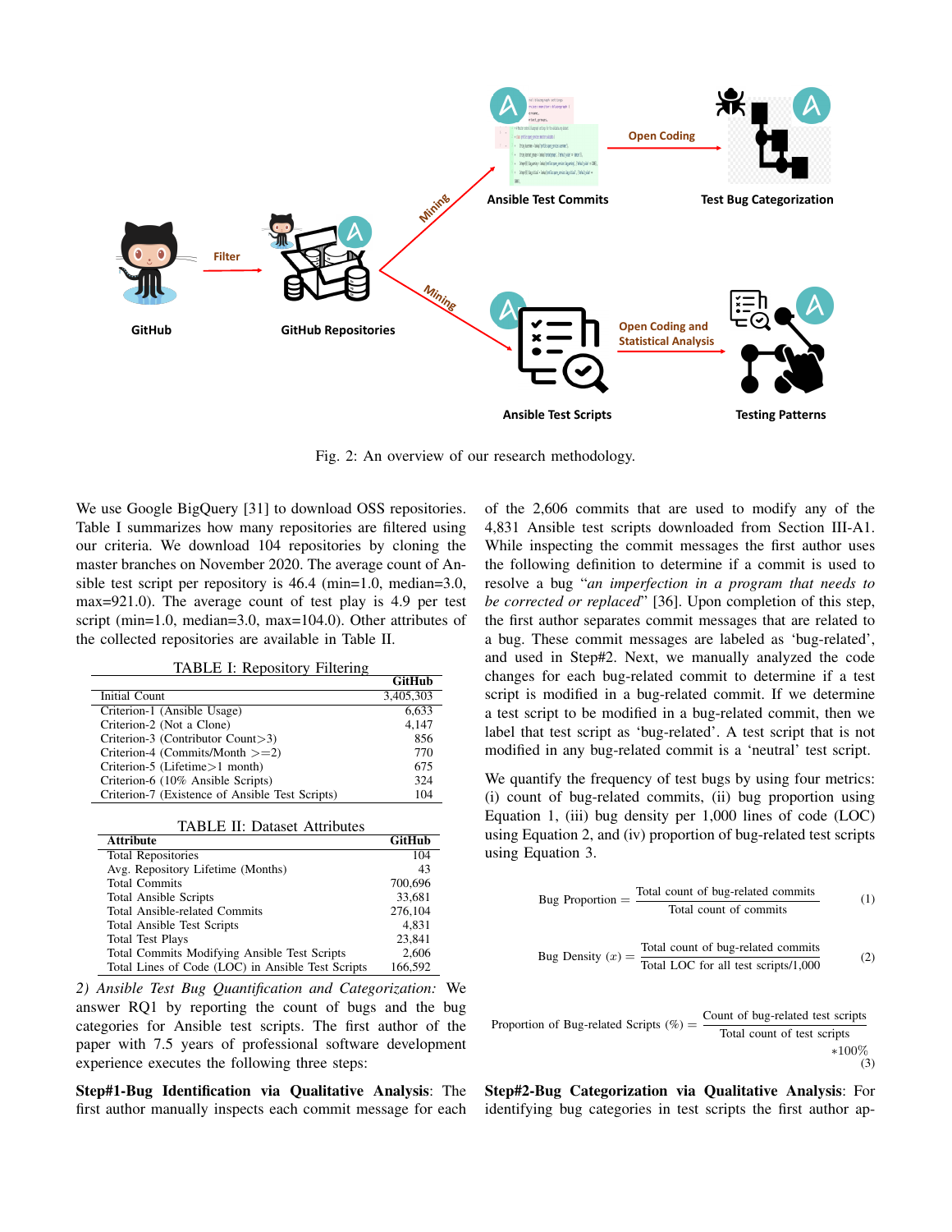GitHub

Filter

GitHub Repositories

Mining

Mining

Ansible Test Commits

Open Coding

Test Bug Categorization

Ansible Test Scripts

Open Coding and Statistical Analysis

Testing Patterns

Fig. 2: An overview of our research methodology.

We use Google BigQuery [31] to download OSS repositories. Table I summarizes how many repositories are filtered using our criteria. We download 104 repositories by cloning the master branches on November 2020. The average count of Ansible test script per repository is 46.4 (min=1.0, median=3.0, max=921.0). The average count of test play is 4.9 per test script (min=1.0, median=3.0, max=104.0). Other attributes of the collected repositories are available in Table II.

TABLE I: Repository Filtering

| | GitHub |
|---|---|
| Initial Count | 3,405,303 |
| Criterion-1 (Ansible Usage) | 6,633 |
| Criterion-2 (Not a Clone) | 4,147 |
| Criterion-3 (Contributor Count>3) | 856 |
| Criterion-4 (Commits/Month >=2) | 770 |
| Criterion-5 (Lifetime>1 month) | 675 |
| Criterion-6 (10% Ansible Scripts) | 324 |
| Criterion-7 (Existence of Ansible Test Scripts) | 104 |

TABLE II: Dataset Attributes

| Attribute | GitHub |
|---|---|
| Total Repositories | 104 |
| Avg. Repository Lifetime (Months) | 43 |
| Total Commits | 700,696 |
| Total Ansible Scripts | 33,681 |
| Total Ansible-related Commits | 276,104 |
| Total Ansible Test Scripts | 4,831 |
| Total Test Plays | 23,841 |
| Total Commits Modifying Ansible Test Scripts | 2,606 |
| Total Lines of Code (LOC) in Ansible Test Scripts | 166,592 |

*2) Ansible Test Bug Quantification and Categorization:* We answer RQ1 by reporting the count of bugs and the bug categories for Ansible test scripts. The first author of the paper with 7.5 years of professional software development experience executes the following three steps:

**Step#1-Bug Identification via Qualitative Analysis**: The first author manually inspects each commit message for each of the 2,606 commits that are used to modify any of the 4,831 Ansible test scripts downloaded from Section III-A1. While inspecting the commit messages the first author uses the following definition to determine if a commit is used to resolve a bug "*an imperfection in a program that needs to be corrected or replaced*" [36]. Upon completion of this step, the first author separates commit messages that are related to a bug. These commit messages are labeled as 'bug-related', and used in Step#2. Next, we manually analyzed the code changes for each bug-related commit to determine if a test script is modified in a bug-related commit. If we determine a test script to be modified in a bug-related commit, then we label that test script as 'bug-related'. A test script that is not modified in any bug-related commit is a 'neutral' test script.

We quantify the frequency of test bugs by using four metrics: (i) count of bug-related commits, (ii) bug proportion using Equation 1, (iii) bug density per 1,000 lines of code (LOC) using Equation 2, and (iv) proportion of bug-related test scripts using Equation 3.

$$\text{Bug Proportion} = \frac{\text{Total count of bug-related commits}}{\text{Total count of commits}} \tag{1}$$

$$\text{Bug Density } (x) = \frac{\text{Total count of bug-related commits}}{\text{Total LOC for all test scripts/1,000}} \tag{2}$$

$$\text{Proportion of Bug-related Scripts (\%)} = \frac{\text{Count of bug-related test scripts}}{\text{Total count of test scripts}} * 100\% \tag{3}$$

**Step#2-Bug Categorization via Qualitative Analysis**: For identifying bug categories in test scripts the first author ap-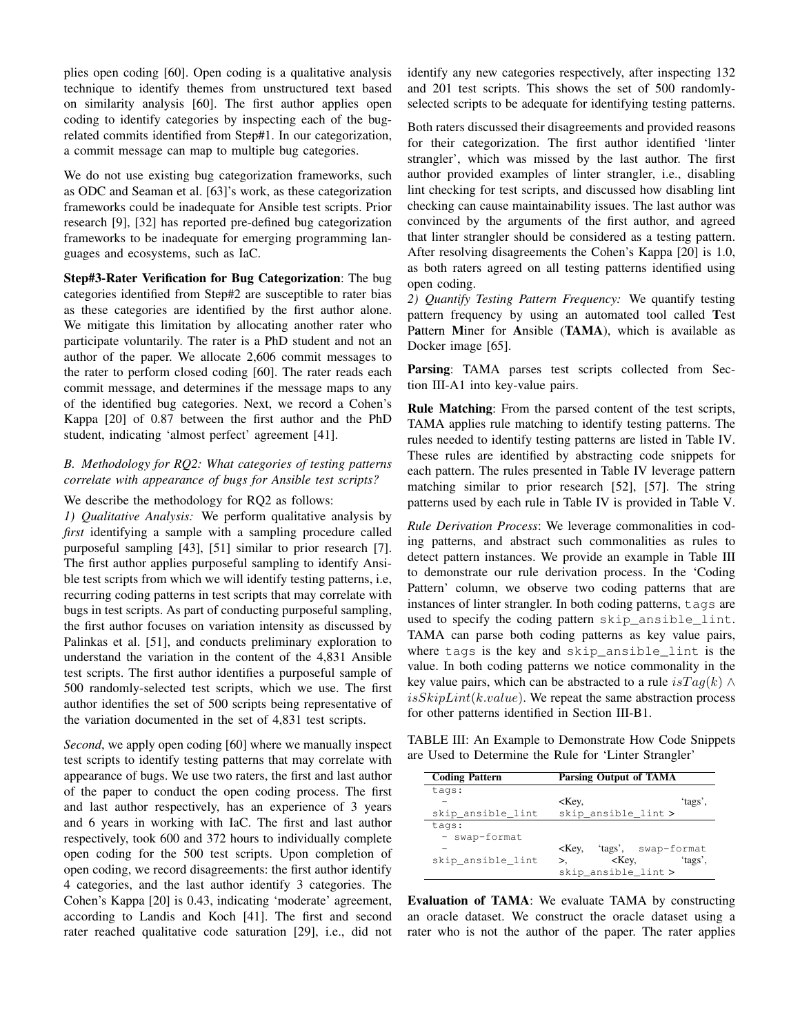plies open coding [60]. Open coding is a qualitative analysis technique to identify themes from unstructured text based on similarity analysis [60]. The first author applies open coding to identify categories by inspecting each of the bug-related commits identified from Step#1. In our categorization, a commit message can map to multiple bug categories.

We do not use existing bug categorization frameworks, such as ODC and Seaman et al. [63]'s work, as these categorization frameworks could be inadequate for Ansible test scripts. Prior research [9], [32] has reported pre-defined bug categorization frameworks to be inadequate for emerging programming languages and ecosystems, such as IaC.

**Step#3-Rater Verification for Bug Categorization**: The bug categories identified from Step#2 are susceptible to rater bias as these categories are identified by the first author alone. We mitigate this limitation by allocating another rater who participate voluntarily. The rater is a PhD student and not an author of the paper. We allocate 2,606 commit messages to the rater to perform closed coding [60]. The rater reads each commit message, and determines if the message maps to any of the identified bug categories. Next, we record a Cohen's Kappa [20] of 0.87 between the first author and the PhD student, indicating 'almost perfect' agreement [41].

### *B. Methodology for RQ2: What categories of testing patterns correlate with appearance of bugs for Ansible test scripts?*

We describe the methodology for RQ2 as follows:

*1) Qualitative Analysis:* We perform qualitative analysis by *first* identifying a sample with a sampling procedure called purposeful sampling [43], [51] similar to prior research [7]. The first author applies purposeful sampling to identify Ansible test scripts from which we will identify testing patterns, i.e, recurring coding patterns in test scripts that may correlate with bugs in test scripts. As part of conducting purposeful sampling, the first author focuses on variation intensity as discussed by Palinkas et al. [51], and conducts preliminary exploration to understand the variation in the content of the 4,831 Ansible test scripts. The first author identifies a purposeful sample of 500 randomly-selected test scripts, which we use. The first author identifies the set of 500 scripts being representative of the variation documented in the set of 4,831 test scripts.

*Second*, we apply open coding [60] where we manually inspect test scripts to identify testing patterns that may correlate with appearance of bugs. We use two raters, the first and last author of the paper to conduct the open coding process. The first and last author respectively, has an experience of 3 years and 6 years in working with IaC. The first and last author respectively, took 600 and 372 hours to individually complete open coding for the 500 test scripts. Upon completion of open coding, we record disagreements: the first author identify 4 categories, and the last author identify 3 categories. The Cohen's Kappa [20] is 0.43, indicating 'moderate' agreement, according to Landis and Koch [41]. The first and second rater reached qualitative code saturation [29], i.e., did not identify any new categories respectively, after inspecting 132 and 201 test scripts. This shows the set of 500 randomly-selected scripts to be adequate for identifying testing patterns.

Both raters discussed their disagreements and provided reasons for their categorization. The first author identified 'linter strangler', which was missed by the last author. The first author provided examples of linter strangler, i.e., disabling lint checking for test scripts, and discussed how disabling lint checking can cause maintainability issues. The last author was convinced by the arguments of the first author, and agreed that linter strangler should be considered as a testing pattern. After resolving disagreements the Cohen's Kappa [20] is 1.0, as both raters agreed on all testing patterns identified using open coding.

*2) Quantify Testing Pattern Frequency:* We quantify testing pattern frequency by using an automated tool called **T**est P**a**ttern **M**iner for **A**nsible (**TAMA**), which is available as Docker image [65].

**Parsing**: TAMA parses test scripts collected from Section III-A1 into key-value pairs.

**Rule Matching**: From the parsed content of the test scripts, TAMA applies rule matching to identify testing patterns. The rules needed to identify testing patterns are listed in Table IV. These rules are identified by abstracting code snippets for each pattern. The rules presented in Table IV leverage pattern matching similar to prior research [52], [57]. The string patterns used by each rule in Table IV is provided in Table V.

*Rule Derivation Process*: We leverage commonalities in coding patterns, and abstract such commonalities as rules to detect pattern instances. We provide an example in Table III to demonstrate our rule derivation process. In the 'Coding Pattern' column, we observe two coding patterns that are instances of linter strangler. In both coding patterns, `tags` are used to specify the coding pattern `skip_ansible_lint`. TAMA can parse both coding patterns as key value pairs, where `tags` is the key and `skip_ansible_lint` is the value. In both coding patterns we notice commonality in the key value pairs, which can be abstracted to a rule $isTag(k) \wedge isSkipLint(k.value)$. We repeat the same abstraction process for other patterns identified in Section III-B1.

TABLE III: An Example to Demonstrate How Code Snippets are Used to Determine the Rule for 'Linter Strangler'

| Coding Pattern | Parsing Output of TAMA |
|---|---|
| `tags:` `- skip_ansible_lint` | <Key, 'tags', `skip_ansible_lint` > |
| `tags:` `- swap-format` `- skip_ansible_lint` | <Key, 'tags', `swap-format` >, <Key, 'tags', `skip_ansible_lint` > |

**Evaluation of TAMA**: We evaluate TAMA by constructing an oracle dataset. We construct the oracle dataset using a rater who is not the author of the paper. The rater applies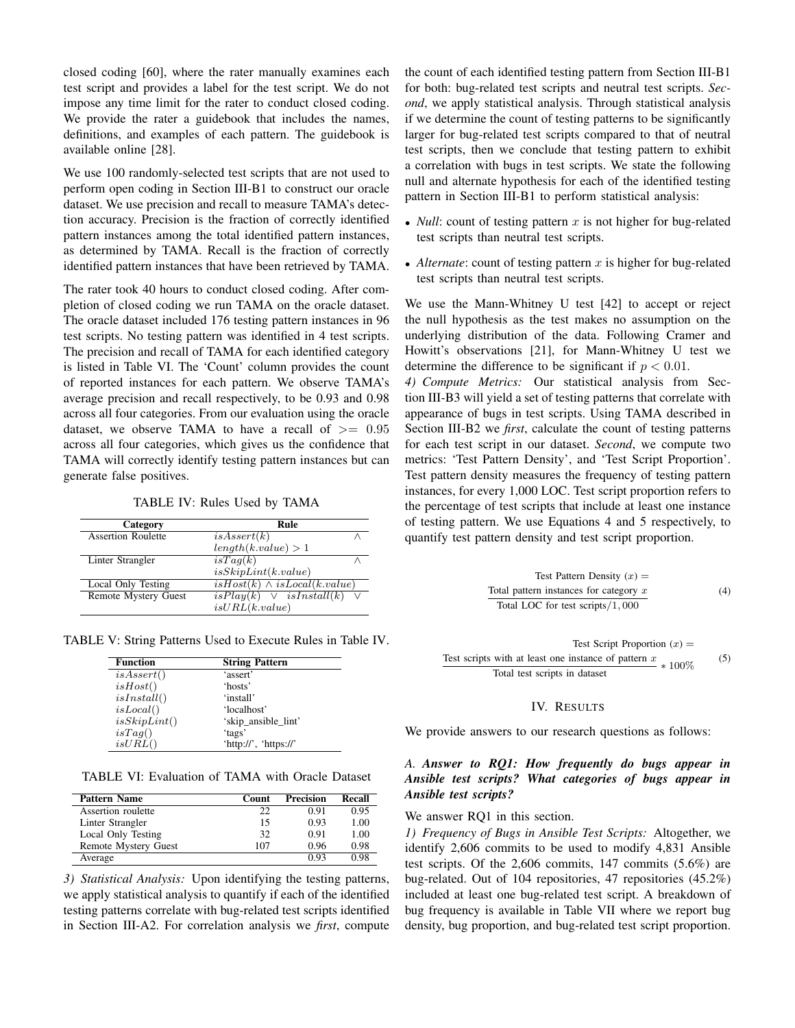closed coding [60], where the rater manually examines each test script and provides a label for the test script. We do not impose any time limit for the rater to conduct closed coding. We provide the rater a guidebook that includes the names, definitions, and examples of each pattern. The guidebook is available online [28].

We use 100 randomly-selected test scripts that are not used to perform open coding in Section III-B1 to construct our oracle dataset. We use precision and recall to measure TAMA's detection accuracy. Precision is the fraction of correctly identified pattern instances among the total identified pattern instances, as determined by TAMA. Recall is the fraction of correctly identified pattern instances that have been retrieved by TAMA.

The rater took 40 hours to conduct closed coding. After completion of closed coding we run TAMA on the oracle dataset. The oracle dataset included 176 testing pattern instances in 96 test scripts. No testing pattern was identified in 4 test scripts. The precision and recall of TAMA for each identified category is listed in Table VI. The 'Count' column provides the count of reported instances for each pattern. We observe TAMA's average precision and recall respectively, to be 0.93 and 0.98 across all four categories. From our evaluation using the oracle dataset, we observe TAMA to have a recall of $>= 0.95$ across all four categories, which gives us the confidence that TAMA will correctly identify testing pattern instances but can generate false positives.

TABLE IV: Rules Used by TAMA

| Category | Rule |
|---|---|
| Assertion Roulette | $isAssert(k) \wedge length(k.value) > 1$ |
| Linter Strangler | $isTag(k) \wedge isSkipLint(k.value)$ |
| Local Only Testing | $isHost(k) \wedge isLocal(k.value)$ |
| Remote Mystery Guest | $isPlay(k) \vee isInstall(k) \vee isURL(k.value)$ |

TABLE V: String Patterns Used to Execute Rules in Table IV.

| Function | String Pattern |
|---|---|
| $isAssert()$ | 'assert' |
| $isHost()$ | 'hosts' |
| $isInstall()$ | 'install' |
| $isLocal()$ | 'localhost' |
| $isSkipLint()$ | 'skip_ansible_lint' |
| $isTag()$ | 'tags' |
| $isURL()$ | 'http://', 'https://' |

TABLE VI: Evaluation of TAMA with Oracle Dataset

| Pattern Name | Count | Precision | Recall |
|---|---|---|---|
| Assertion roulette | 22 | 0.91 | 0.95 |
| Linter Strangler | 15 | 0.93 | 1.00 |
| Local Only Testing | 32 | 0.91 | 1.00 |
| Remote Mystery Guest | 107 | 0.96 | 0.98 |
| Average | | 0.93 | 0.98 |

*3) Statistical Analysis:* Upon identifying the testing patterns, we apply statistical analysis to quantify if each of the identified testing patterns correlate with bug-related test scripts identified in Section III-A2. For correlation analysis we *first*, compute the count of each identified testing pattern from Section III-B1 for both: bug-related test scripts and neutral test scripts. *Second*, we apply statistical analysis. Through statistical analysis if we determine the count of testing patterns to be significantly larger for bug-related test scripts compared to that of neutral test scripts, then we conclude that testing pattern to exhibit a correlation with bugs in test scripts. We state the following null and alternate hypothesis for each of the identified testing pattern in Section III-B1 to perform statistical analysis:

- *Null*: count of testing pattern $x$ is not higher for bug-related test scripts than neutral test scripts.
- *Alternate*: count of testing pattern $x$ is higher for bug-related test scripts than neutral test scripts.

We use the Mann-Whitney U test [42] to accept or reject the null hypothesis as the test makes no assumption on the underlying distribution of the data. Following Cramer and Howitt's observations [21], for Mann-Whitney U test we determine the difference to be significant if $p < 0.01$.

*4) Compute Metrics:* Our statistical analysis from Section III-B3 will yield a set of testing patterns that correlate with appearance of bugs in test scripts. Using TAMA described in Section III-B2 we *first*, calculate the count of testing patterns for each test script in our dataset. *Second*, we compute two metrics: 'Test Pattern Density', and 'Test Script Proportion'. Test pattern density measures the frequency of testing pattern instances, for every 1,000 LOC. Test script proportion refers to the percentage of test scripts that include at least one instance of testing pattern. We use Equations 4 and 5 respectively, to quantify test pattern density and test script proportion.

$$\text{Test Pattern Density } (x) = \frac{\text{Total pattern instances for category } x}{\text{Total LOC for test scripts}/1,000} \tag{4}$$

$$\text{Test Script Proportion } (x) = \frac{\text{Test scripts with at least one instance of pattern } x}{\text{Total test scripts in dataset}} * 100\% \tag{5}$$

## IV. Results

We provide answers to our research questions as follows:

### A. *Answer to RQ1: How frequently do bugs appear in Ansible test scripts? What categories of bugs appear in Ansible test scripts?*

We answer RQ1 in this section.

*1) Frequency of Bugs in Ansible Test Scripts:* Altogether, we identify 2,606 commits to be used to modify 4,831 Ansible test scripts. Of the 2,606 commits, 147 commits (5.6%) are bug-related. Out of 104 repositories, 47 repositories (45.2%) included at least one bug-related test script. A breakdown of bug frequency is available in Table VII where we report bug density, bug proportion, and bug-related test script proportion.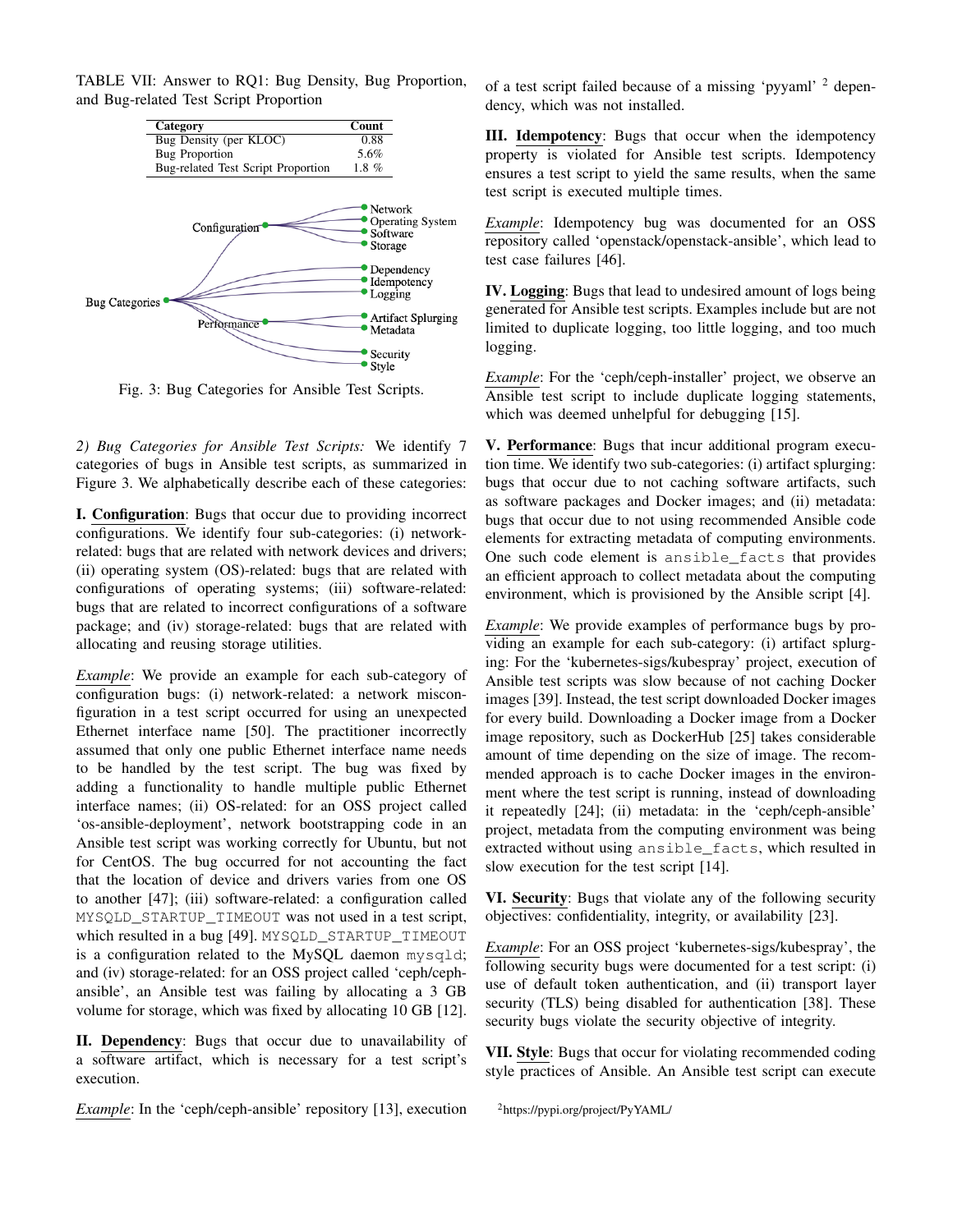TABLE VII: Answer to RQ1: Bug Density, Bug Proportion, and Bug-related Test Script Proportion

| Category | Count |
| --- | --- |
| Bug Density (per KLOC) | 0.88 |
| Bug Proportion | 5.6% |
| Bug-related Test Script Proportion | 1.8 % |

Bug Categories
Configuration
Network
Operating System
Software
Storage
Dependency
Idempotency
Logging
Performance
Artifact Splurging
Metadata
Security
Style

Fig. 3: Bug Categories for Ansible Test Scripts.

*2) Bug Categories for Ansible Test Scripts:* We identify 7 categories of bugs in Ansible test scripts, as summarized in Figure 3. We alphabetically describe each of these categories:

**I. Configuration**: Bugs that occur due to providing incorrect configurations. We identify four sub-categories: (i) network-related: bugs that are related with network devices and drivers; (ii) operating system (OS)-related: bugs that are related with configurations of operating systems; (iii) software-related: bugs that are related to incorrect configurations of a software package; and (iv) storage-related: bugs that are related with allocating and reusing storage utilities.

*Example*: We provide an example for each sub-category of configuration bugs: (i) network-related: a network misconfiguration in a test script occurred for using an unexpected Ethernet interface name [50]. The practitioner incorrectly assumed that only one public Ethernet interface name needs to be handled by the test script. The bug was fixed by adding a functionality to handle multiple public Ethernet interface names; (ii) OS-related: for an OSS project called 'os-ansible-deployment', network bootstrapping code in an Ansible test script was working correctly for Ubuntu, but not for CentOS. The bug occurred for not accounting the fact that the location of device and drivers varies from one OS to another [47]; (iii) software-related: a configuration called `MYSQLD_STARTUP_TIMEOUT` was not used in a test script, which resulted in a bug [49]. `MYSQLD_STARTUP_TIMEOUT` is a configuration related to the MySQL daemon `mysqld`; and (iv) storage-related: for an OSS project called 'ceph/ceph-ansible', an Ansible test was failing by allocating a 3 GB volume for storage, which was fixed by allocating 10 GB [12].

**II. Dependency**: Bugs that occur due to unavailability of a software artifact, which is necessary for a test script's execution.

*Example*: In the 'ceph/ceph-ansible' repository [13], execution of a test script failed because of a missing 'pyyaml' [2] dependency, which was not installed.

**III. Idempotency**: Bugs that occur when the idempotency property is violated for Ansible test scripts. Idempotency ensures a test script to yield the same results, when the same test script is executed multiple times.

*Example*: Idempotency bug was documented for an OSS repository called 'openstack/openstack-ansible', which lead to test case failures [46].

**IV. Logging**: Bugs that lead to undesired amount of logs being generated for Ansible test scripts. Examples include but are not limited to duplicate logging, too little logging, and too much logging.

*Example*: For the 'ceph/ceph-installer' project, we observe an Ansible test script to include duplicate logging statements, which was deemed unhelpful for debugging [15].

**V. Performance**: Bugs that incur additional program execution time. We identify two sub-categories: (i) artifact splurging: bugs that occur due to not caching software artifacts, such as software packages and Docker images; and (ii) metadata: bugs that occur due to not using recommended Ansible code elements for extracting metadata of computing environments. One such code element is `ansible_facts` that provides an efficient approach to collect metadata about the computing environment, which is provisioned by the Ansible script [4].

*Example*: We provide examples of performance bugs by providing an example for each sub-category: (i) artifact splurging: For the 'kubernetes-sigs/kubespray' project, execution of Ansible test scripts was slow because of not caching Docker images [39]. Instead, the test script downloaded Docker images for every build. Downloading a Docker image from a Docker image repository, such as DockerHub [25] takes considerable amount of time depending on the size of image. The recommended approach is to cache Docker images in the environment where the test script is running, instead of downloading it repeatedly [24]; (ii) metadata: in the 'ceph/ceph-ansible' project, metadata from the computing environment was being extracted without using `ansible_facts`, which resulted in slow execution for the test script [14].

**VI. Security**: Bugs that violate any of the following security objectives: confidentiality, integrity, or availability [23].

*Example*: For an OSS project 'kubernetes-sigs/kubespray', the following security bugs were documented for a test script: (i) use of default token authentication, and (ii) transport layer security (TLS) being disabled for authentication [38]. These security bugs violate the security objective of integrity.

**VII. Style**: Bugs that occur for violating recommended coding style practices of Ansible. An Ansible test script can execute

[2] https://pypi.org/project/PyYAML/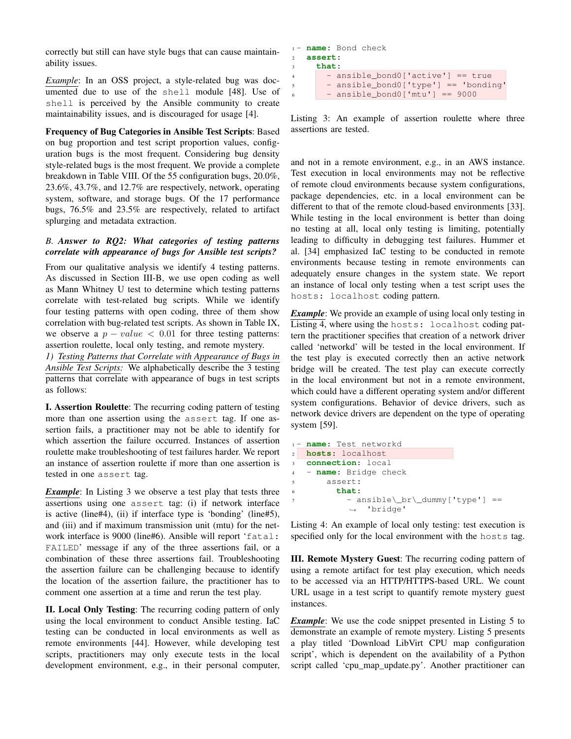correctly but still can have style bugs that can cause maintainability issues.

*Example*: In an OSS project, a style-related bug was documented due to use of the `shell` module [48]. Use of `shell` is perceived by the Ansible community to create maintainability issues, and is discouraged for usage [4].

**Frequency of Bug Categories in Ansible Test Scripts**: Based on bug proportion and test script proportion values, configuration bugs is the most frequent. Considering bug density style-related bugs is the most frequent. We provide a complete breakdown in Table VIII. Of the 55 configuration bugs, 20.0%, 23.6%, 43.7%, and 12.7% are respectively, network, operating system, software, and storage bugs. Of the 17 performance bugs, 76.5% and 23.5% are respectively, related to artifact splurging and metadata extraction.

### B. *Answer to RQ2: What categories of testing patterns correlate with appearance of bugs for Ansible test scripts?*

From our qualitative analysis we identify 4 testing patterns. As discussed in Section III-B, we use open coding as well as Mann Whitney U test to determine which testing patterns correlate with test-related bug scripts. While we identify four testing patterns with open coding, three of them show correlation with bug-related test scripts. As shown in Table IX, we observe a $p-value < 0.01$ for three testing patterns: assertion roulette, local only testing, and remote mystery.

*1) Testing Patterns that Correlate with Appearance of Bugs in Ansible Test Scripts:* We alphabetically describe the 3 testing patterns that correlate with appearance of bugs in test scripts as follows:

**I. Assertion Roulette**: The recurring coding pattern of testing more than one assertion using the `assert` tag. If one assertion fails, a practitioner may not be able to identify for which assertion the failure occurred. Instances of assertion roulette make troubleshooting of test failures harder. We report an instance of assertion roulette if more than one assertion is tested in one `assert` tag.

***Example***: In Listing 3 we observe a test play that tests three assertions using one `assert` tag: (i) if network interface is active (line#4), (ii) if interface type is 'bonding' (line#5), and (iii) and if maximum transmission unit (mtu) for the network interface is 9000 (line#6). Ansible will report '`fatal: FAILED`' message if any of the three assertions fail, or a combination of these three assertions fail. Troubleshooting the assertion failure can be challenging because to identify the location of the assertion failure, the practitioner has to comment one assertion at a time and rerun the test play.

```
1 - name: Bond check
2   assert:
3     that:
4       - ansible_bond0['active'] == true
5       - ansible_bond0['type'] == 'bonding'
6       - ansible_bond0['mtu'] == 9000
```

Listing 3: An example of assertion roulette where three assertions are tested.

**II. Local Only Testing**: The recurring coding pattern of only using the local environment to conduct Ansible testing. IaC testing can be conducted in local environments as well as remote environments [44]. However, while developing test scripts, practitioners may only execute tests in the local development environment, e.g., in their personal computer, and not in a remote environment, e.g., in an AWS instance. Test execution in local environments may not be reflective of remote cloud environments because system configurations, package dependencies, etc. in a local environment can be different to that of the remote cloud-based environments [33]. While testing in the local environment is better than doing no testing at all, local only testing is limiting, potentially leading to difficulty in debugging test failures. Hummer et al. [34] emphasized IaC testing to be conducted in remote environments because testing in remote environments can adequately ensure changes in the system state. We report an instance of local only testing when a test script uses the `hosts: localhost` coding pattern.

***Example***: We provide an example of using local only testing in Listing 4, where using the `hosts: localhost` coding pattern the practitioner specifies that creation of a network driver called 'networkd' will be tested in the local environment. If the test play is executed correctly then an active network bridge will be created. The test play can execute correctly in the local environment but not in a remote environment, which could have a different operating system and/or different system configurations. Behavior of device drivers, such as network device drivers are dependent on the type of operating system [59].

```
1 - name: Test networkd
2   hosts: localhost
3   connection: local
4   - name: Bridge check
5       assert:
6         that:
7           - ansible\_br\_dummy['type'] ==
              'bridge'
```

Listing 4: An example of local only testing: test execution is specified only for the local environment with the `hosts` tag.

**III. Remote Mystery Guest**: The recurring coding pattern of using a remote artifact for test play execution, which needs to be accessed via an HTTP/HTTPS-based URL. We count URL usage in a test script to quantify remote mystery guest instances.

***Example***: We use the code snippet presented in Listing 5 to demonstrate an example of remote mystery. Listing 5 presents a play titled 'Download LibVirt CPU map configuration script', which is dependent on the availability of a Python script called 'cpu_map_update.py'. Another practitioner can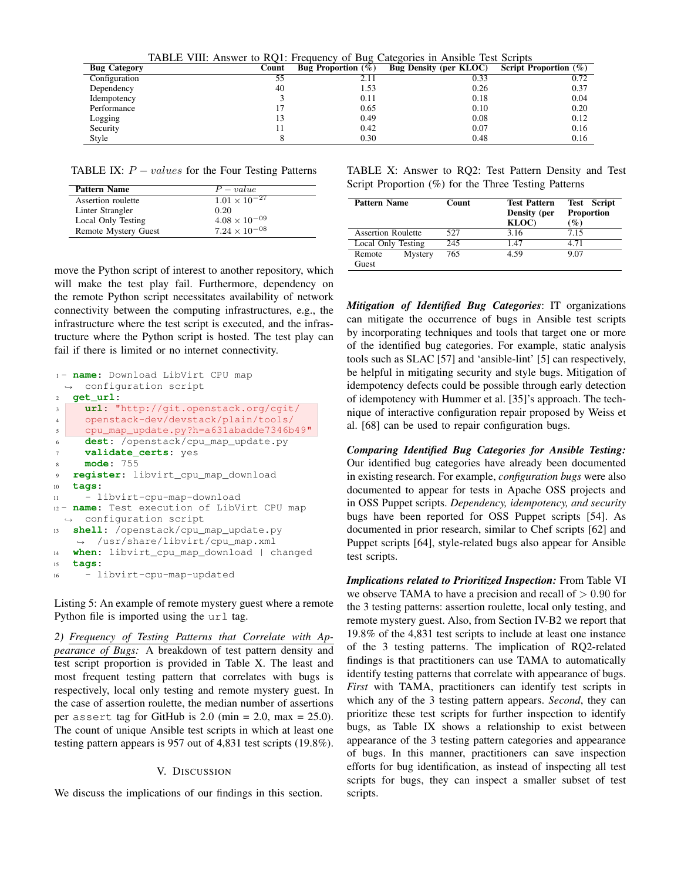TABLE VIII: Answer to RQ1: Frequency of Bug Categories in Ansible Test Scripts

| Bug Category | Count | Bug Proportion (%) | Bug Density (per KLOC) | Script Proportion (%) |
|---|---|---|---|---|
| Configuration | 55 | 2.11 | 0.33 | 0.72 |
| Dependency | 40 | 1.53 | 0.26 | 0.37 |
| Idempotency | 3 | 0.11 | 0.18 | 0.04 |
| Performance | 17 | 0.65 | 0.10 | 0.20 |
| Logging | 13 | 0.49 | 0.08 | 0.12 |
| Security | 11 | 0.42 | 0.07 | 0.16 |
| Style | 8 | 0.30 | 0.48 | 0.16 |

TABLE IX: $P-values$ for the Four Testing Patterns

| Pattern Name | $P-value$ |
|---|---|
| Assertion roulette | $1.01 \times 10^{-27}$ |
| Linter Strangler | 0.20 |
| Local Only Testing | $4.08 \times 10^{-09}$ |
| Remote Mystery Guest | $7.24 \times 10^{-08}$ |

move the Python script of interest to another repository, which will make the test play fail. Furthermore, dependency on the remote Python script necessitates availability of network connectivity between the computing infrastructures, e.g., the infrastructure where the test script is executed, and the infrastructure where the Python script is hosted. The test play can fail if there is limited or no internet connectivity.

```
1 - name: Download LibVirt CPU map
      configuration script
2   get_url:
3     url: "http://git.openstack.org/cgit/
4     openstack-dev/devstack/plain/tools/
5     cpu_map_update.py?h=a631abadde7346b49"
6     dest: /openstack/cpu_map_update.py
7     validate_certs: yes
8     mode: 755
9   register: libvirt_cpu_map_download
10  tags:
11    - libvirt-cpu-map-download
12 - name: Test execution of LibVirt CPU map
      configuration script
13  shell: /openstack/cpu_map_update.py
        /usr/share/libvirt/cpu_map.xml
14  when: libvirt_cpu_map_download | changed
15  tags:
16    - libvirt-cpu-map-updated
```

Listing 5: An example of remote mystery guest where a remote Python file is imported using the `url` tag.

*2) Frequency of Testing Patterns that Correlate with Appearance of Bugs:* A breakdown of test pattern density and test script proportion is provided in Table X. The least and most frequent testing pattern that correlates with bugs is respectively, local only testing and remote mystery guest. In the case of assertion roulette, the median number of assertions per `assert` tag for GitHub is 2.0 (min = 2.0, max = 25.0). The count of unique Ansible test scripts in which at least one testing pattern appears is 957 out of 4,831 test scripts (19.8%).

## V. Discussion

We discuss the implications of our findings in this section.

TABLE X: Answer to RQ2: Test Pattern Density and Test Script Proportion (%) for the Three Testing Patterns

| Pattern Name | Count | Test Pattern Density (per KLOC) | Test Script Proportion (%) |
|---|---|---|---|
| Assertion Roulette | 527 | 3.16 | 7.15 |
| Local Only Testing | 245 | 1.47 | 4.71 |
| Remote Mystery Guest | 765 | 4.59 | 9.07 |

***Mitigation of Identified Bug Categories***: IT organizations can mitigate the occurrence of bugs in Ansible test scripts by incorporating techniques and tools that target one or more of the identified bug categories. For example, static analysis tools such as SLAC [57] and 'ansible-lint' [5] can respectively, be helpful in mitigating security and style bugs. Mitigation of idempotency defects could be possible through early detection of idempotency with Hummer et al. [35]'s approach. The technique of interactive configuration repair proposed by Weiss et al. [68] can be used to repair configuration bugs.

***Comparing Identified Bug Categories for Ansible Testing:*** Our identified bug categories have already been documented in existing research. For example, *configuration bugs* were also documented to appear for tests in Apache OSS projects and in OSS Puppet scripts. *Dependency, idempotency, and security* bugs have been reported for OSS Puppet scripts [54]. As documented in prior research, similar to Chef scripts [62] and Puppet scripts [64], style-related bugs also appear for Ansible test scripts.

***Implications related to Prioritized Inspection:*** From Table VI we observe TAMA to have a precision and recall of $> 0.90$ for the 3 testing patterns: assertion roulette, local only testing, and remote mystery guest. Also, from Section IV-B2 we report that 19.8% of the 4,831 test scripts to include at least one instance of the 3 testing patterns. The implication of RQ2-related findings is that practitioners can use TAMA to automatically identify testing patterns that correlate with appearance of bugs. *First* with TAMA, practitioners can identify test scripts in which any of the 3 testing pattern appears. *Second*, they can prioritize these test scripts for further inspection to identify bugs, as Table IX shows a relationship to exist between appearance of the 3 testing pattern categories and appearance of bugs. In this manner, practitioners can save inspection efforts for bug identification, as instead of inspecting all test scripts for bugs, they can inspect a smaller subset of test scripts.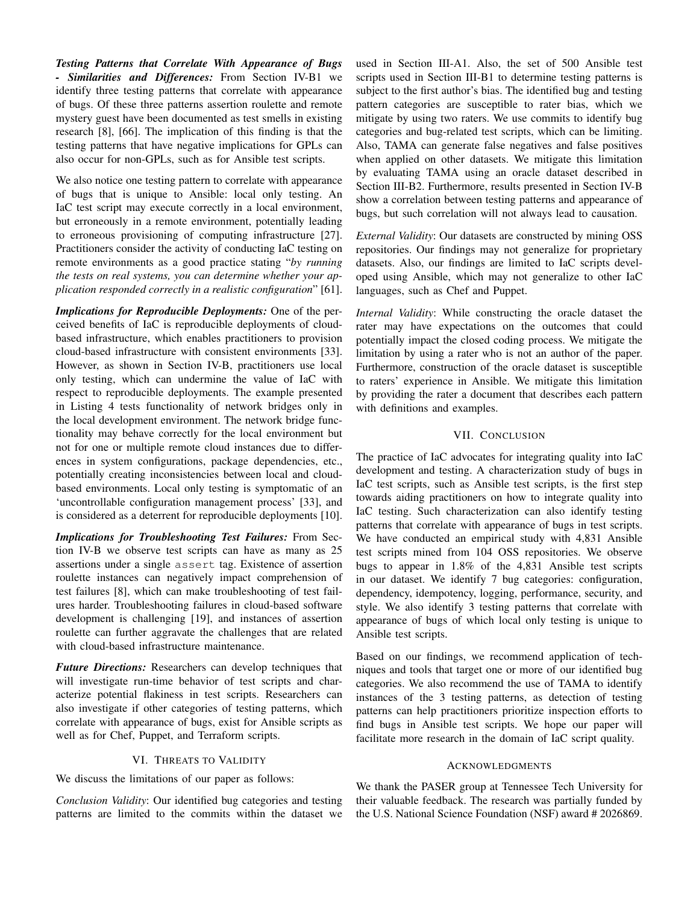***Testing Patterns that Correlate With Appearance of Bugs - Similarities and Differences:*** From Section IV-B1 we identify three testing patterns that correlate with appearance of bugs. Of these three patterns assertion roulette and remote mystery guest have been documented as test smells in existing research [8], [66]. The implication of this finding is that the testing patterns that have negative implications for GPLs can also occur for non-GPLs, such as for Ansible test scripts.

We also notice one testing pattern to correlate with appearance of bugs that is unique to Ansible: local only testing. An IaC test script may execute correctly in a local environment, but erroneously in a remote environment, potentially leading to erroneous provisioning of computing infrastructure [27]. Practitioners consider the activity of conducting IaC testing on remote environments as a good practice stating "*by running the tests on real systems, you can determine whether your application responded correctly in a realistic configuration*" [61].

***Implications for Reproducible Deployments:*** One of the perceived benefits of IaC is reproducible deployments of cloud-based infrastructure, which enables practitioners to provision cloud-based infrastructure with consistent environments [33]. However, as shown in Section IV-B, practitioners use local only testing, which can undermine the value of IaC with respect to reproducible deployments. The example presented in Listing 4 tests functionality of network bridges only in the local development environment. The network bridge functionality may behave correctly for the local environment but not for one or multiple remote cloud instances due to differences in system configurations, package dependencies, etc., potentially creating inconsistencies between local and cloud-based environments. Local only testing is symptomatic of an 'uncontrollable configuration management process' [33], and is considered as a deterrent for reproducible deployments [10].

***Implications for Troubleshooting Test Failures:*** From Section IV-B we observe test scripts can have as many as 25 assertions under a single `assert` tag. Existence of assertion roulette instances can negatively impact comprehension of test failures [8], which can make troubleshooting of test failures harder. Troubleshooting failures in cloud-based software development is challenging [19], and instances of assertion roulette can further aggravate the challenges that are related with cloud-based infrastructure maintenance.

***Future Directions:*** Researchers can develop techniques that will investigate run-time behavior of test scripts and characterize potential flakiness in test scripts. Researchers can also investigate if other categories of testing patterns, which correlate with appearance of bugs, exist for Ansible scripts as well as for Chef, Puppet, and Terraform scripts.

## VI. Threats to Validity

We discuss the limitations of our paper as follows:

*Conclusion Validity*: Our identified bug categories and testing patterns are limited to the commits within the dataset we used in Section III-A1. Also, the set of 500 Ansible test scripts used in Section III-B1 to determine testing patterns is subject to the first author's bias. The identified bug and testing pattern categories are susceptible to rater bias, which we mitigate by using two raters. We use commits to identify bug categories and bug-related test scripts, which can be limiting. Also, TAMA can generate false negatives and false positives when applied on other datasets. We mitigate this limitation by evaluating TAMA using an oracle dataset described in Section III-B2. Furthermore, results presented in Section IV-B show a correlation between testing patterns and appearance of bugs, but such correlation will not always lead to causation.

*External Validity*: Our datasets are constructed by mining OSS repositories. Our findings may not generalize for proprietary datasets. Also, our findings are limited to IaC scripts developed using Ansible, which may not generalize to other IaC languages, such as Chef and Puppet.

*Internal Validity*: While constructing the oracle dataset the rater may have expectations on the outcomes that could potentially impact the closed coding process. We mitigate the limitation by using a rater who is not an author of the paper. Furthermore, construction of the oracle dataset is susceptible to raters' experience in Ansible. We mitigate this limitation by providing the rater a document that describes each pattern with definitions and examples.

## VII. Conclusion

The practice of IaC advocates for integrating quality into IaC development and testing. A characterization study of bugs in IaC test scripts, such as Ansible test scripts, is the first step towards aiding practitioners on how to integrate quality into IaC testing. Such characterization can also identify testing patterns that correlate with appearance of bugs in test scripts. We have conducted an empirical study with 4,831 Ansible test scripts mined from 104 OSS repositories. We observe bugs to appear in 1.8% of the 4,831 Ansible test scripts in our dataset. We identify 7 bug categories: configuration, dependency, idempotency, logging, performance, security, and style. We also identify 3 testing patterns that correlate with appearance of bugs of which local only testing is unique to Ansible test scripts.

Based on our findings, we recommend application of techniques and tools that target one or more of our identified bug categories. We also recommend the use of TAMA to identify instances of the 3 testing patterns, as detection of testing patterns can help practitioners prioritize inspection efforts to find bugs in Ansible test scripts. We hope our paper will facilitate more research in the domain of IaC script quality.

## Acknowledgments

We thank the PASER group at Tennessee Tech University for their valuable feedback. The research was partially funded by the U.S. National Science Foundation (NSF) award # 2026869.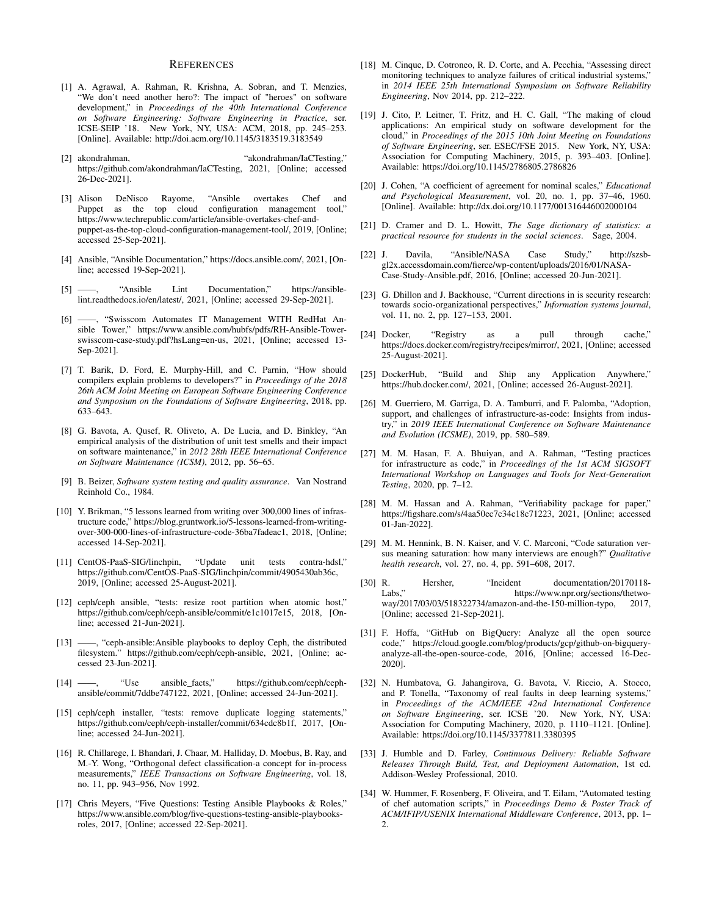## References

[1] A. Agrawal, A. Rahman, R. Krishna, A. Sobran, and T. Menzies, "We don't need another hero?: The impact of "heroes" on software development," in *Proceedings of the 40th International Conference on Software Engineering: Software Engineering in Practice*, ser. ICSE-SEIP '18. New York, NY, USA: ACM, 2018, pp. 245–253. [Online]. Available: http://doi.acm.org/10.1145/3183519.3183549

[2] akondrahman, "akondrahman/IaCTesting," https://github.com/akondrahman/IaCTesting, 2021, [Online; accessed 26-Dec-2021].

[3] Alison DeNisco Rayome, "Ansible overtakes Chef and Puppet as the top cloud configuration management tool," https://www.techrepublic.com/article/ansible-overtakes-chef-and-puppet-as-the-top-cloud-configuration-management-tool/, 2019, [Online; accessed 25-Sep-2021].

[4] Ansible, "Ansible Documentation," https://docs.ansible.com/, 2021, [Online; accessed 19-Sep-2021].

[5] ——, "Ansible Lint Documentation," https://ansible-lint.readthedocs.io/en/latest/, 2021, [Online; accessed 29-Sep-2021].

[6] ——, "Swisscom Automates IT Management WITH RedHat Ansible Tower," https://www.ansible.com/hubfs/pdfs/RH-Ansible-Tower-swisscom-case-study.pdf?hsLang=en-us, 2021, [Online; accessed 13-Sep-2021].

[7] T. Barik, D. Ford, E. Murphy-Hill, and C. Parnin, "How should compilers explain problems to developers?" in *Proceedings of the 2018 26th ACM Joint Meeting on European Software Engineering Conference and Symposium on the Foundations of Software Engineering*, 2018, pp. 633–643.

[8] G. Bavota, A. Qusef, R. Oliveto, A. De Lucia, and D. Binkley, "An empirical analysis of the distribution of unit test smells and their impact on software maintenance," in *2012 28th IEEE International Conference on Software Maintenance (ICSM)*, 2012, pp. 56–65.

[9] B. Beizer, *Software system testing and quality assurance*. Van Nostrand Reinhold Co., 1984.

[10] Y. Brikman, "5 lessons learned from writing over 300,000 lines of infrastructure code," https://blog.gruntwork.io/5-lessons-learned-from-writing-over-300-000-lines-of-infrastructure-code-36ba7fadeac1, 2018, [Online; accessed 14-Sep-2021].

[11] CentOS-PaaS-SIG/linchpin, "Update unit tests contra-hdsl," https://github.com/CentOS-PaaS-SIG/linchpin/commit/4905430ab36c, 2019, [Online; accessed 25-August-2021].

[12] ceph/ceph ansible, "tests: resize root partition when atomic host," https://github.com/ceph/ceph-ansible/commit/e1c1017e15, 2018, [Online; accessed 21-Jun-2021].

[13] ——, "ceph-ansible:Ansible playbooks to deploy Ceph, the distributed filesystem." https://github.com/ceph/ceph-ansible, 2021, [Online; accessed 23-Jun-2021].

[14] ——, "Use ansible_facts," https://github.com/ceph/ceph-ansible/commit/7ddbe747122, 2021, [Online; accessed 24-Jun-2021].

[15] ceph/ceph installer, "tests: remove duplicate logging statements," https://github.com/ceph/ceph-installer/commit/634cdc8b1f, 2017, [Online; accessed 24-Jun-2021].

[16] R. Chillarege, I. Bhandari, J. Chaar, M. Halliday, D. Moebus, B. Ray, and M.-Y. Wong, "Orthogonal defect classification-a concept for in-process measurements," *IEEE Transactions on Software Engineering*, vol. 18, no. 11, pp. 943–956, Nov 1992.

[17] Chris Meyers, "Five Questions: Testing Ansible Playbooks & Roles," https://www.ansible.com/blog/five-questions-testing-ansible-playbooks-roles, 2017, [Online; accessed 22-Sep-2021].

[18] M. Cinque, D. Cotroneo, R. D. Corte, and A. Pecchia, "Assessing direct monitoring techniques to analyze failures of critical industrial systems," in *2014 IEEE 25th International Symposium on Software Reliability Engineering*, Nov 2014, pp. 212–222.

[19] J. Cito, P. Leitner, T. Fritz, and H. C. Gall, "The making of cloud applications: An empirical study on software development for the cloud," in *Proceedings of the 2015 10th Joint Meeting on Foundations of Software Engineering*, ser. ESEC/FSE 2015. New York, NY, USA: Association for Computing Machinery, 2015, p. 393–403. [Online]. Available: https://doi.org/10.1145/2786805.2786826

[20] J. Cohen, "A coefficient of agreement for nominal scales," *Educational and Psychological Measurement*, vol. 20, no. 1, pp. 37–46, 1960. [Online]. Available: http://dx.doi.org/10.1177/001316446002000104

[21] D. Cramer and D. L. Howitt, *The Sage dictionary of statistics: a practical resource for students in the social sciences*. Sage, 2004.

[22] J. Davila, "Ansible/NASA Case Study," http://szsb-gl2x.accessdomain.com/fierce/wp-content/uploads/2016/01/NASA-Case-Study-Ansible.pdf, 2016, [Online; accessed 20-Jun-2021].

[23] G. Dhillon and J. Backhouse, "Current directions in is security research: towards socio-organizational perspectives," *Information systems journal*, vol. 11, no. 2, pp. 127–153, 2001.

[24] Docker, "Registry as a pull through cache," https://docs.docker.com/registry/recipes/mirror/, 2021, [Online; accessed 25-August-2021].

[25] DockerHub, "Build and Ship any Application Anywhere," https://hub.docker.com/, 2021, [Online; accessed 26-August-2021].

[26] M. Guerriero, M. Garriga, D. A. Tamburri, and F. Palomba, "Adoption, support, and challenges of infrastructure-as-code: Insights from industry," in *2019 IEEE International Conference on Software Maintenance and Evolution (ICSME)*, 2019, pp. 580–589.

[27] M. M. Hasan, F. A. Bhuiyan, and A. Rahman, "Testing practices for infrastructure as code," in *Proceedings of the 1st ACM SIGSOFT International Workshop on Languages and Tools for Next-Generation Testing*, 2020, pp. 7–12.

[28] M. M. Hassan and A. Rahman, "Verifiability package for paper," https://figshare.com/s/4aa50ec7c34c18c71223, 2021, [Online; accessed 01-Jan-2022].

[29] M. M. Hennink, B. N. Kaiser, and V. C. Marconi, "Code saturation versus meaning saturation: how many interviews are enough?" *Qualitative health research*, vol. 27, no. 4, pp. 591–608, 2017.

[30] R. Hersher, "Incident documentation/20170118-Labs," https://www.npr.org/sections/thetwo-way/2017/03/03/518322734/amazon-and-the-150-million-typo, 2017, [Online; accessed 21-Sep-2021].

[31] F. Hoffa, "GitHub on BigQuery: Analyze all the open source code," https://cloud.google.com/blog/products/gcp/github-on-bigquery-analyze-all-the-open-source-code, 2016, [Online; accessed 16-Dec-2020].

[32] N. Humbatova, G. Jahangirova, G. Bavota, V. Riccio, A. Stocco, and P. Tonella, "Taxonomy of real faults in deep learning systems," in *Proceedings of the ACM/IEEE 42nd International Conference on Software Engineering*, ser. ICSE '20. New York, NY, USA: Association for Computing Machinery, 2020, p. 1110–1121. [Online]. Available: https://doi.org/10.1145/3377811.3380395

[33] J. Humble and D. Farley, *Continuous Delivery: Reliable Software Releases Through Build, Test, and Deployment Automation*, 1st ed. Addison-Wesley Professional, 2010.

[34] W. Hummer, F. Rosenberg, F. Oliveira, and T. Eilam, "Automated testing of chef automation scripts," in *Proceedings Demo & Poster Track of ACM/IFIP/USENIX International Middleware Conference*, 2013, pp. 1–2.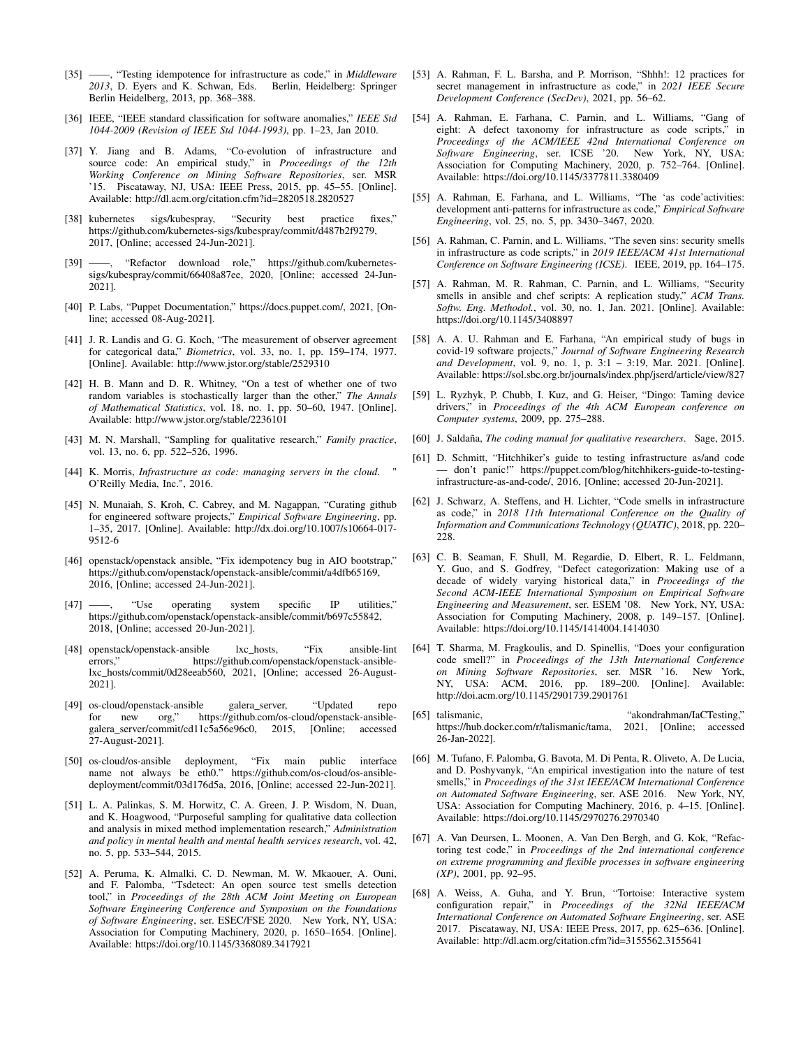[35] ——, "Testing idempotence for infrastructure as code," in *Middleware 2013*, D. Eyers and K. Schwan, Eds. Berlin, Heidelberg: Springer Berlin Heidelberg, 2013, pp. 368–388.

[36] IEEE, "IEEE standard classification for software anomalies," *IEEE Std 1044-2009 (Revision of IEEE Std 1044-1993)*, pp. 1–23, Jan 2010.

[37] Y. Jiang and B. Adams, "Co-evolution of infrastructure and source code: An empirical study," in *Proceedings of the 12th Working Conference on Mining Software Repositories*, ser. MSR '15. Piscataway, NJ, USA: IEEE Press, 2015, pp. 45–55. [Online]. Available: http://dl.acm.org/citation.cfm?id=2820518.2820527

[38] kubernetes sigs/kubespray, "Security best practice fixes," https://github.com/kubernetes-sigs/kubespray/commit/d487b2f9279, 2017, [Online; accessed 24-Jun-2021].

[39] ——, "Refactor download role," https://github.com/kubernetes-sigs/kubespray/commit/66408a87ee, 2020, [Online; accessed 24-Jun-2021].

[40] P. Labs, "Puppet Documentation," https://docs.puppet.com/, 2021, [Online; accessed 08-Aug-2021].

[41] J. R. Landis and G. G. Koch, "The measurement of observer agreement for categorical data," *Biometrics*, vol. 33, no. 1, pp. 159–174, 1977. [Online]. Available: http://www.jstor.org/stable/2529310

[42] H. B. Mann and D. R. Whitney, "On a test of whether one of two random variables is stochastically larger than the other," *The Annals of Mathematical Statistics*, vol. 18, no. 1, pp. 50–60, 1947. [Online]. Available: http://www.jstor.org/stable/2236101

[43] M. N. Marshall, "Sampling for qualitative research," *Family practice*, vol. 13, no. 6, pp. 522–526, 1996.

[44] K. Morris, *Infrastructure as code: managing servers in the cloud*. " O'Reilly Media, Inc.", 2016.

[45] N. Munaiah, S. Kroh, C. Cabrey, and M. Nagappan, "Curating github for engineered software projects," *Empirical Software Engineering*, pp. 1–35, 2017. [Online]. Available: http://dx.doi.org/10.1007/s10664-017-9512-6

[46] openstack/openstack ansible, "Fix idempotency bug in AIO bootstrap," https://github.com/openstack/openstack-ansible/commit/a4dfb65169, 2016, [Online; accessed 24-Jun-2021].

[47] ——, "Use operating system specific IP utilities," https://github.com/openstack/openstack-ansible/commit/b697c55842, 2018, [Online; accessed 20-Jun-2021].

[48] openstack/openstack-ansible lxc_hosts, "Fix ansible-lint errors," https://github.com/openstack/openstack-ansible-lxc_hosts/commit/0d28eeab560, 2021, [Online; accessed 26-August-2021].

[49] os-cloud/openstack-ansible galera_server, "Updated repo for new org," https://github.com/os-cloud/openstack-ansible-galera_server/commit/cd11c5a56e96c0, 2015, [Online; accessed 27-August-2021].

[50] os-cloud/os-ansible deployment, "Fix main public interface name not always be eth0." https://github.com/os-cloud/os-ansible-deployment/commit/03d176d5a, 2016, [Online; accessed 22-Jun-2021].

[51] L. A. Palinkas, S. M. Horwitz, C. A. Green, J. P. Wisdom, N. Duan, and K. Hoagwood, "Purposeful sampling for qualitative data collection and analysis in mixed method implementation research," *Administration and policy in mental health and mental health services research*, vol. 42, no. 5, pp. 533–544, 2015.

[52] A. Peruma, K. Almalki, C. D. Newman, M. W. Mkaouer, A. Ouni, and F. Palomba, "Tsdetect: An open source test smells detection tool," in *Proceedings of the 28th ACM Joint Meeting on European Software Engineering Conference and Symposium on the Foundations of Software Engineering*, ser. ESEC/FSE 2020. New York, NY, USA: Association for Computing Machinery, 2020, p. 1650–1654. [Online]. Available: https://doi.org/10.1145/3368089.3417921

[53] A. Rahman, F. L. Barsha, and P. Morrison, "Shhh!: 12 practices for secret management in infrastructure as code," in *2021 IEEE Secure Development Conference (SecDev)*, 2021, pp. 56–62.

[54] A. Rahman, E. Farhana, C. Parnin, and L. Williams, "Gang of eight: A defect taxonomy for infrastructure as code scripts," in *Proceedings of the ACM/IEEE 42nd International Conference on Software Engineering*, ser. ICSE '20. New York, NY, USA: Association for Computing Machinery, 2020, p. 752–764. [Online]. Available: https://doi.org/10.1145/3377811.3380409

[55] A. Rahman, E. Farhana, and L. Williams, "The 'as code'activities: development anti-patterns for infrastructure as code," *Empirical Software Engineering*, vol. 25, no. 5, pp. 3430–3467, 2020.

[56] A. Rahman, C. Parnin, and L. Williams, "The seven sins: security smells in infrastructure as code scripts," in *2019 IEEE/ACM 41st International Conference on Software Engineering (ICSE)*. IEEE, 2019, pp. 164–175.

[57] A. Rahman, M. R. Rahman, C. Parnin, and L. Williams, "Security smells in ansible and chef scripts: A replication study," *ACM Trans. Softw. Eng. Methodol.*, vol. 30, no. 1, Jan. 2021. [Online]. Available: https://doi.org/10.1145/3408897

[58] A. A. U. Rahman and E. Farhana, "An empirical study of bugs in covid-19 software projects," *Journal of Software Engineering Research and Development*, vol. 9, no. 1, p. 3:1 – 3:19, Mar. 2021. [Online]. Available: https://sol.sbc.org.br/journals/index.php/jserd/article/view/827

[59] L. Ryzhyk, P. Chubb, I. Kuz, and G. Heiser, "Dingo: Taming device drivers," in *Proceedings of the 4th ACM European conference on Computer systems*, 2009, pp. 275–288.

[60] J. Saldaña, *The coding manual for qualitative researchers*. Sage, 2015.

[61] D. Schmitt, "Hitchhiker's guide to testing infrastructure as/and code — don't panic!" https://puppet.com/blog/hitchhikers-guide-to-testing-infrastructure-as-and-code/, 2016, [Online; accessed 20-Jun-2021].

[62] J. Schwarz, A. Steffens, and H. Lichter, "Code smells in infrastructure as code," in *2018 11th International Conference on the Quality of Information and Communications Technology (QUATIC)*, 2018, pp. 220–228.

[63] C. B. Seaman, F. Shull, M. Regardie, D. Elbert, R. L. Feldmann, Y. Guo, and S. Godfrey, "Defect categorization: Making use of a decade of widely varying historical data," in *Proceedings of the Second ACM-IEEE International Symposium on Empirical Software Engineering and Measurement*, ser. ESEM '08. New York, NY, USA: Association for Computing Machinery, 2008, p. 149–157. [Online]. Available: https://doi.org/10.1145/1414004.1414030

[64] T. Sharma, M. Fragkoulis, and D. Spinellis, "Does your configuration code smell?" in *Proceedings of the 13th International Conference on Mining Software Repositories*, ser. MSR '16. New York, NY, USA: ACM, 2016, pp. 189–200. [Online]. Available: http://doi.acm.org/10.1145/2901739.2901761

[65] talismanic, "akondrahman/IaCTesting," https://hub.docker.com/r/talismanic/tama, 2021, [Online; accessed 26-Jan-2022].

[66] M. Tufano, F. Palomba, G. Bavota, M. Di Penta, R. Oliveto, A. De Lucia, and D. Poshyvanyk, "An empirical investigation into the nature of test smells," in *Proceedings of the 31st IEEE/ACM International Conference on Automated Software Engineering*, ser. ASE 2016. New York, NY, USA: Association for Computing Machinery, 2016, p. 4–15. [Online]. Available: https://doi.org/10.1145/2970276.2970340

[67] A. Van Deursen, L. Moonen, A. Van Den Bergh, and G. Kok, "Refactoring test code," in *Proceedings of the 2nd international conference on extreme programming and flexible processes in software engineering (XP)*, 2001, pp. 92–95.

[68] A. Weiss, A. Guha, and Y. Brun, "Tortoise: Interactive system configuration repair," in *Proceedings of the 32Nd IEEE/ACM International Conference on Automated Software Engineering*, ser. ASE 2017. Piscataway, NJ, USA: IEEE Press, 2017, pp. 625–636. [Online]. Available: http://dl.acm.org/citation.cfm?id=3155562.3155641